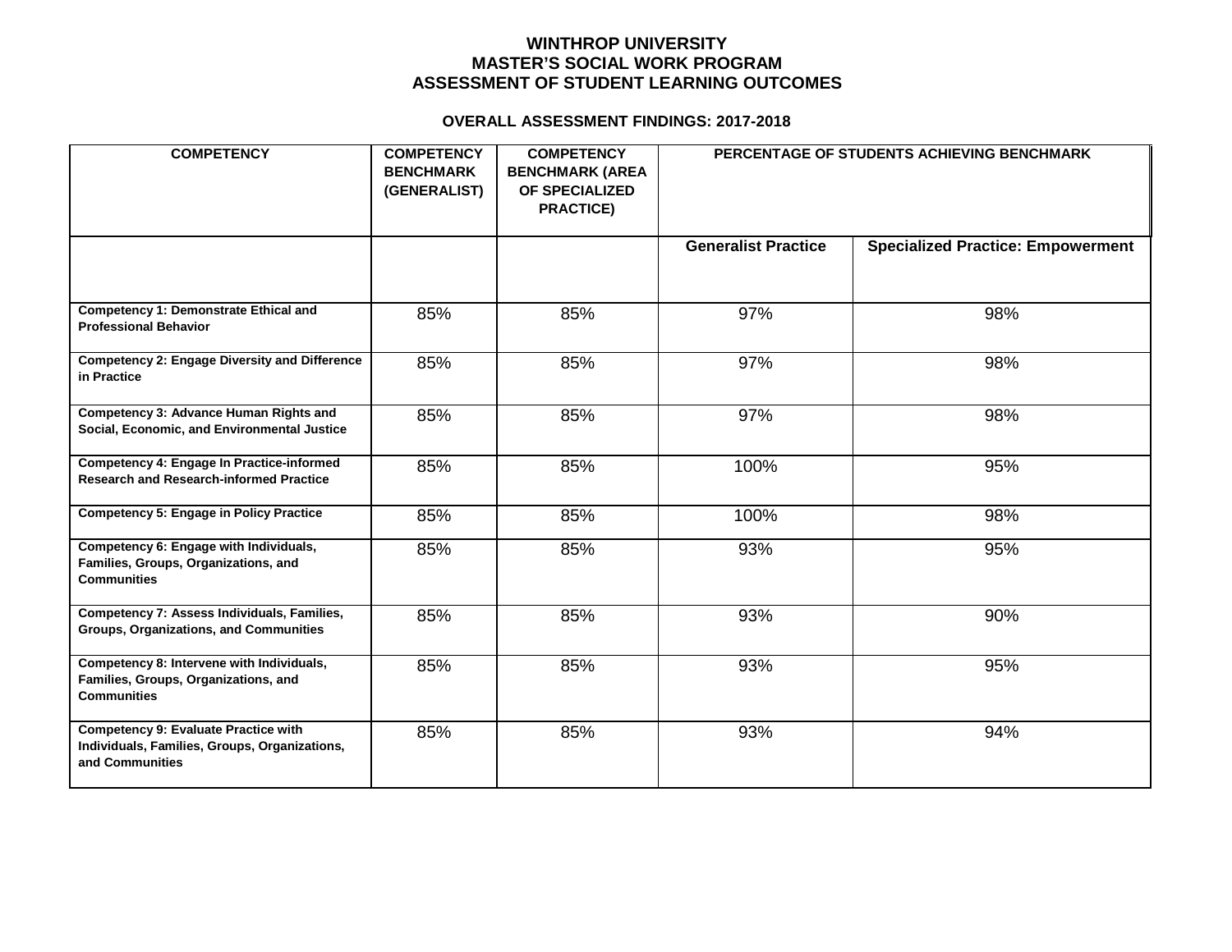# WINTHROP UNIVERSITY
## MASTER'S SOCIAL WORK PROGRAM
## ASSESSMENT OF STUDENT LEARNING OUTCOMES

### OVERALL ASSESSMENT FINDINGS: 2017-2018

| COMPETENCY | COMPETENCY BENCHMARK (GENERALIST) | COMPETENCY BENCHMARK (AREA OF SPECIALIZED PRACTICE) | PERCENTAGE OF STUDENTS ACHIEVING BENCHMARK | |
|---|---|---|---|---|
| | | | Generalist Practice | Specialized Practice: Empowerment |
| Competency 1: Demonstrate Ethical and Professional Behavior | 85% | 85% | 97% | 98% |
| Competency 2: Engage Diversity and Difference in Practice | 85% | 85% | 97% | 98% |
| Competency 3: Advance Human Rights and Social, Economic, and Environmental Justice | 85% | 85% | 97% | 98% |
| Competency 4: Engage In Practice-informed Research and Research-informed Practice | 85% | 85% | 100% | 95% |
| Competency 5: Engage in Policy Practice | 85% | 85% | 100% | 98% |
| Competency 6: Engage with Individuals, Families, Groups, Organizations, and Communities | 85% | 85% | 93% | 95% |
| Competency 7: Assess Individuals, Families, Groups, Organizations, and Communities | 85% | 85% | 93% | 90% |
| Competency 8: Intervene with Individuals, Families, Groups, Organizations, and Communities | 85% | 85% | 93% | 95% |
| Competency 9: Evaluate Practice with Individuals, Families, Groups, Organizations, and Communities | 85% | 85% | 93% | 94% |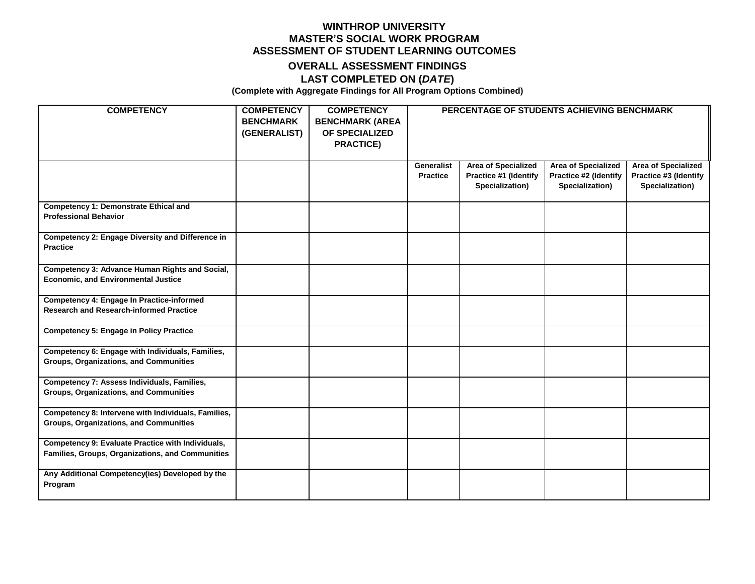# WINTHROP UNIVERSITY
## MASTER'S SOCIAL WORK PROGRAM
## ASSESSMENT OF STUDENT LEARNING OUTCOMES

### OVERALL ASSESSMENT FINDINGS
### LAST COMPLETED ON (*DATE*)

**(Complete with Aggregate Findings for All Program Options Combined)**

| COMPETENCY | COMPETENCY BENCHMARK (GENERALIST) | COMPETENCY BENCHMARK (AREA OF SPECIALIZED PRACTICE) | PERCENTAGE OF STUDENTS ACHIEVING BENCHMARK | | | |
|---|---|---|---|---|---|---|
| | | | Generalist Practice | Area of Specialized Practice #1 (Identify Specialization) | Area of Specialized Practice #2 (Identify Specialization) | Area of Specialized Practice #3 (Identify Specialization) |
| Competency 1: Demonstrate Ethical and Professional Behavior | | | | | | |
| Competency 2: Engage Diversity and Difference in Practice | | | | | | |
| Competency 3: Advance Human Rights and Social, Economic, and Environmental Justice | | | | | | |
| Competency 4: Engage In Practice-informed Research and Research-informed Practice | | | | | | |
| Competency 5: Engage in Policy Practice | | | | | | |
| Competency 6: Engage with Individuals, Families, Groups, Organizations, and Communities | | | | | | |
| Competency 7: Assess Individuals, Families, Groups, Organizations, and Communities | | | | | | |
| Competency 8: Intervene with Individuals, Families, Groups, Organizations, and Communities | | | | | | |
| Competency 9: Evaluate Practice with Individuals, Families, Groups, Organizations, and Communities | | | | | | |
| Any Additional Competency(ies) Developed by the Program | | | | | | |